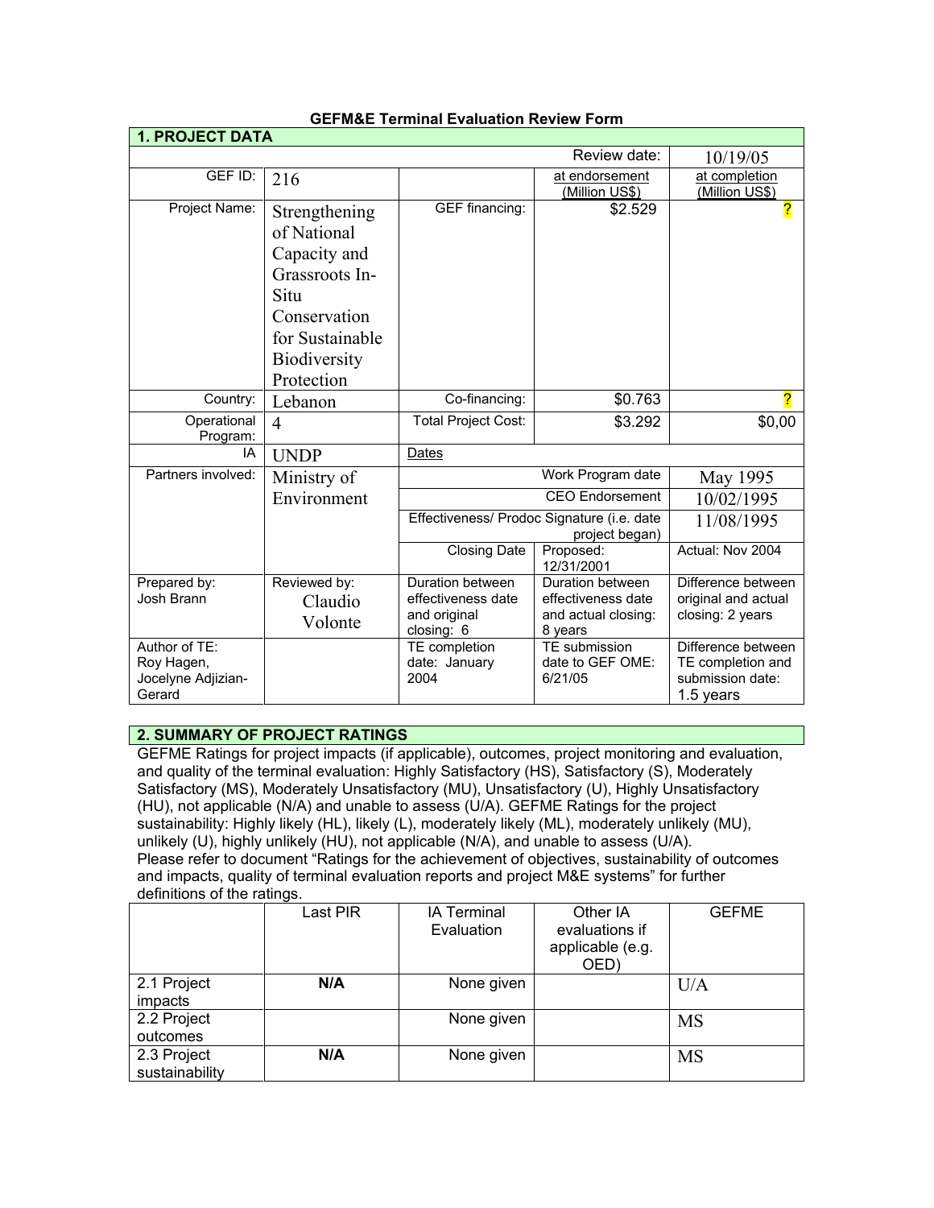# GEFM&E Terminal Evaluation Review Form

| 1. PROJECT DATA | | | | |
|---|---|---|---|---|
| | | | Review date: | 10/19/05 |
| GEF ID: | 216 | | at endorsement (Million US$) | at completion (Million US$) |
| Project Name: | Strengthening of National Capacity and Grassroots In-Situ Conservation for Sustainable Biodiversity Protection | GEF financing: | $2.529 | ? |
| Country: | Lebanon | Co-financing: | $0.763 | ? |
| Operational Program: | 4 | Total Project Cost: | $3.292 | $0,00 |
| IA | UNDP | Dates | | |
| Partners involved: | Ministry of Environment | | Work Program date | May 1995 |
| | | | CEO Endorsement | 10/02/1995 |
| | | Effectiveness/ Prodoc Signature (i.e. date project began) | | 11/08/1995 |
| | | Closing Date | Proposed: 12/31/2001 | Actual: Nov 2004 |
| Prepared by: Josh Brann | Reviewed by: Claudio Volonte | Duration between effectiveness date and original closing: 6 | Duration between effectiveness date and actual closing: 8 years | Difference between original and actual closing: 2 years |
| Author of TE: Roy Hagen, Jocelyne Adjizian-Gerard | | TE completion date: January 2004 | TE submission date to GEF OME: 6/21/05 | Difference between TE completion and submission date: 1.5 years |

## 2. SUMMARY OF PROJECT RATINGS

GEFME Ratings for project impacts (if applicable), outcomes, project monitoring and evaluation, and quality of the terminal evaluation: Highly Satisfactory (HS), Satisfactory (S), Moderately Satisfactory (MS), Moderately Unsatisfactory (MU), Unsatisfactory (U), Highly Unsatisfactory (HU), not applicable (N/A) and unable to assess (U/A). GEFME Ratings for the project sustainability: Highly likely (HL), likely (L), moderately likely (ML), moderately unlikely (MU), unlikely (U), highly unlikely (HU), not applicable (N/A), and unable to assess (U/A). Please refer to document "Ratings for the achievement of objectives, sustainability of outcomes and impacts, quality of terminal evaluation reports and project M&E systems" for further definitions of the ratings.

| | Last PIR | IA Terminal Evaluation | Other IA evaluations if applicable (e.g. OED) | GEFME |
|---|---|---|---|---|
| 2.1 Project impacts | **N/A** | None given | | U/A |
| 2.2 Project outcomes | | None given | | MS |
| 2.3 Project sustainability | **N/A** | None given | | MS |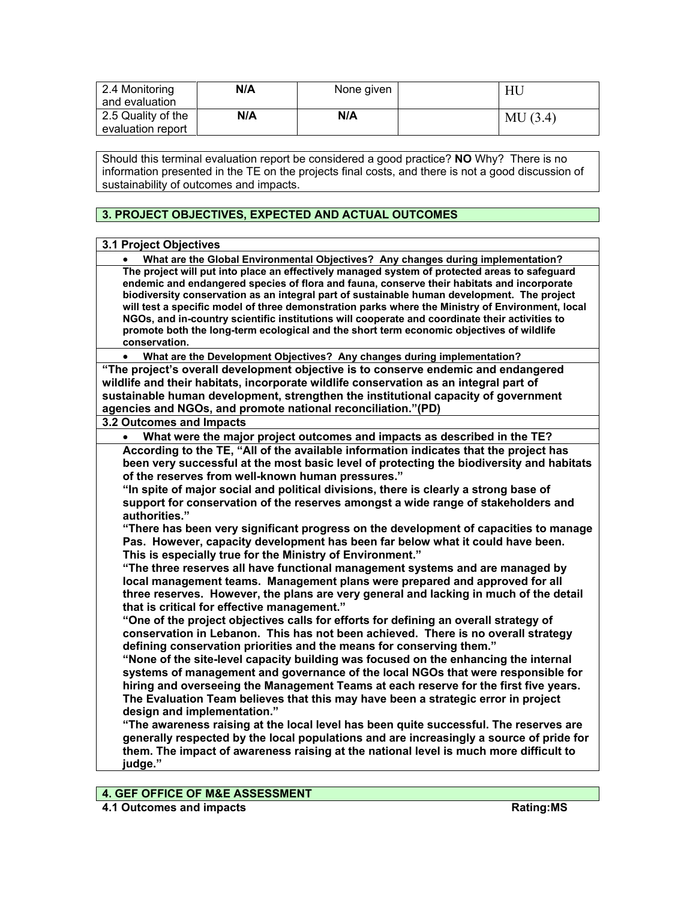| 2.4 Monitoring and evaluation | **N/A** | None given | | HU |
|---|---|---|---|---|
| 2.5 Quality of the evaluation report | **N/A** | **N/A** | | MU (3.4) |

Should this terminal evaluation report be considered a good practice? **NO** Why? There is no information presented in the TE on the projects final costs, and there is not a good discussion of sustainability of outcomes and impacts.

## 3. PROJECT OBJECTIVES, EXPECTED AND ACTUAL OUTCOMES

### 3.1 Project Objectives

- **What are the Global Environmental Objectives? Any changes during implementation?**

**The project will put into place an effectively managed system of protected areas to safeguard endemic and endangered species of flora and fauna, conserve their habitats and incorporate biodiversity conservation as an integral part of sustainable human development. The project will test a specific model of three demonstration parks where the Ministry of Environment, local NGOs, and in-country scientific institutions will cooperate and coordinate their activities to promote both the long-term ecological and the short term economic objectives of wildlife conservation.**

- **What are the Development Objectives? Any changes during implementation?**

**"The project's overall development objective is to conserve endemic and endangered wildlife and their habitats, incorporate wildlife conservation as an integral part of sustainable human development, strengthen the institutional capacity of government agencies and NGOs, and promote national reconciliation."(PD)**

### 3.2 Outcomes and Impacts

- **What were the major project outcomes and impacts as described in the TE?**

**According to the TE, "All of the available information indicates that the project has been very successful at the most basic level of protecting the biodiversity and habitats of the reserves from well-known human pressures."**

**"In spite of major social and political divisions, there is clearly a strong base of support for conservation of the reserves amongst a wide range of stakeholders and authorities."**

**"There has been very significant progress on the development of capacities to manage Pas. However, capacity development has been far below what it could have been. This is especially true for the Ministry of Environment."**

**"The three reserves all have functional management systems and are managed by local management teams. Management plans were prepared and approved for all three reserves. However, the plans are very general and lacking in much of the detail that is critical for effective management."**

**"One of the project objectives calls for efforts for defining an overall strategy of conservation in Lebanon. This has not been achieved. There is no overall strategy defining conservation priorities and the means for conserving them."**

**"None of the site-level capacity building was focused on the enhancing the internal systems of management and governance of the local NGOs that were responsible for hiring and overseeing the Management Teams at each reserve for the first five years. The Evaluation Team believes that this may have been a strategic error in project design and implementation."**

**"The awareness raising at the local level has been quite successful. The reserves are generally respected by the local populations and are increasingly a source of pride for them. The impact of awareness raising at the national level is much more difficult to judge."**

## 4. GEF OFFICE OF M&E ASSESSMENT

**4.1 Outcomes and impacts** **Rating:MS**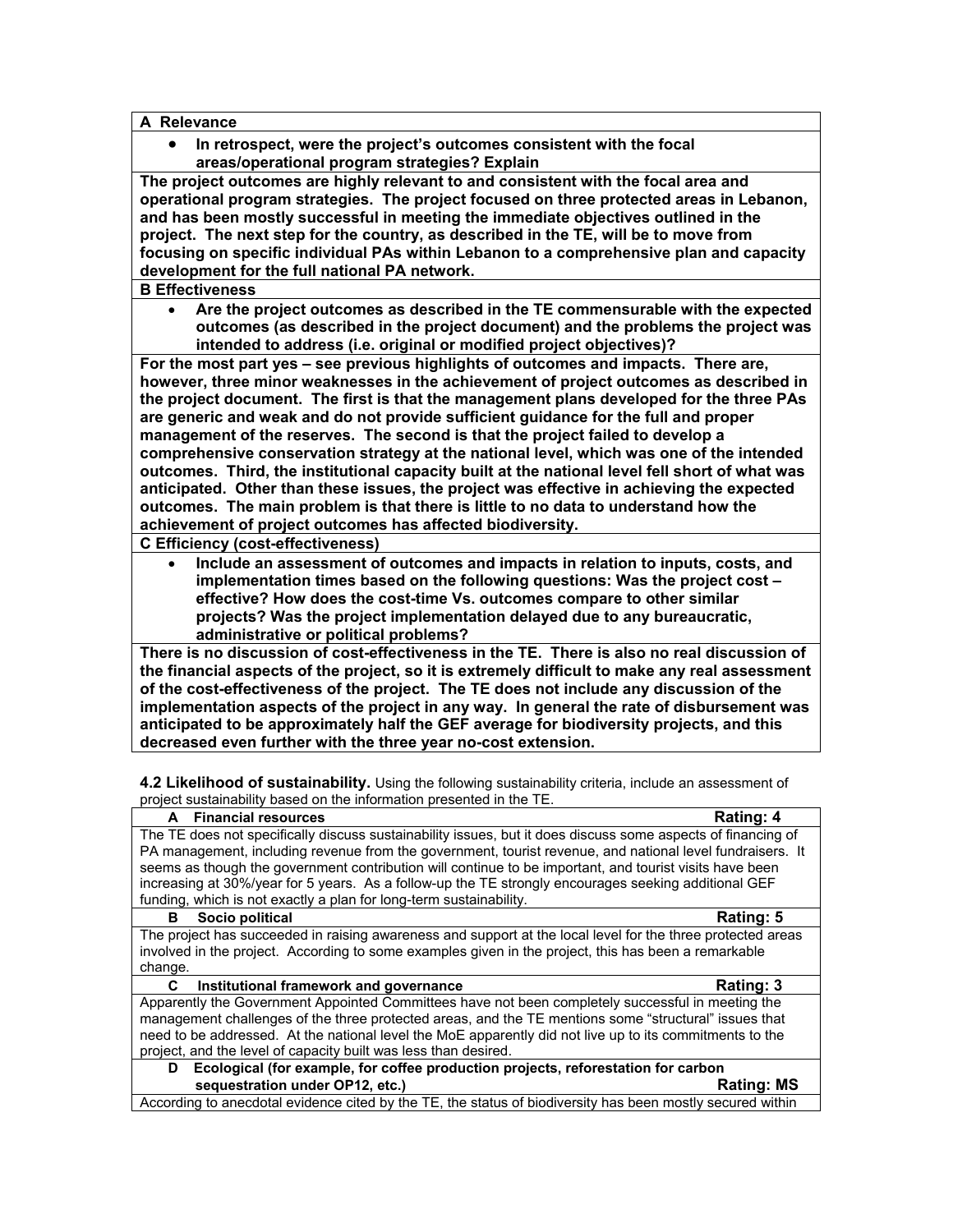**A Relevance**

- **In retrospect, were the project's outcomes consistent with the focal areas/operational program strategies? Explain**

**The project outcomes are highly relevant to and consistent with the focal area and operational program strategies. The project focused on three protected areas in Lebanon, and has been mostly successful in meeting the immediate objectives outlined in the project. The next step for the country, as described in the TE, will be to move from focusing on specific individual PAs within Lebanon to a comprehensive plan and capacity development for the full national PA network.**

**B Effectiveness**

- **Are the project outcomes as described in the TE commensurable with the expected outcomes (as described in the project document) and the problems the project was intended to address (i.e. original or modified project objectives)?**

**For the most part yes – see previous highlights of outcomes and impacts. There are, however, three minor weaknesses in the achievement of project outcomes as described in the project document. The first is that the management plans developed for the three PAs are generic and weak and do not provide sufficient guidance for the full and proper management of the reserves. The second is that the project failed to develop a comprehensive conservation strategy at the national level, which was one of the intended outcomes. Third, the institutional capacity built at the national level fell short of what was anticipated. Other than these issues, the project was effective in achieving the expected outcomes. The main problem is that there is little to no data to understand how the achievement of project outcomes has affected biodiversity.**

**C Efficiency (cost-effectiveness)**

- **Include an assessment of outcomes and impacts in relation to inputs, costs, and implementation times based on the following questions: Was the project cost – effective? How does the cost-time Vs. outcomes compare to other similar projects? Was the project implementation delayed due to any bureaucratic, administrative or political problems?**

**There is no discussion of cost-effectiveness in the TE. There is also no real discussion of the financial aspects of the project, so it is extremely difficult to make any real assessment of the cost-effectiveness of the project. The TE does not include any discussion of the implementation aspects of the project in any way. In general the rate of disbursement was anticipated to be approximately half the GEF average for biodiversity projects, and this decreased even further with the three year no-cost extension.**

**4.2 Likelihood of sustainability.** Using the following sustainability criteria, include an assessment of project sustainability based on the information presented in the TE.

| **A Financial resources** | **Rating: 4** |
|---|---|
| The TE does not specifically discuss sustainability issues, but it does discuss some aspects of financing of PA management, including revenue from the government, tourist revenue, and national level fundraisers. It seems as though the government contribution will continue to be important, and tourist visits have been increasing at 30%/year for 5 years. As a follow-up the TE strongly encourages seeking additional GEF funding, which is not exactly a plan for long-term sustainability. | |
| **B Socio political** | **Rating: 5** |
| The project has succeeded in raising awareness and support at the local level for the three protected areas involved in the project. According to some examples given in the project, this has been a remarkable change. | |
| **C Institutional framework and governance** | **Rating: 3** |
| Apparently the Government Appointed Committees have not been completely successful in meeting the management challenges of the three protected areas, and the TE mentions some "structural" issues that need to be addressed. At the national level the MoE apparently did not live up to its commitments to the project, and the level of capacity built was less than desired. | |
| **D Ecological (for example, for coffee production projects, reforestation for carbon sequestration under OP12, etc.)** | **Rating: MS** |
| According to anecdotal evidence cited by the TE, the status of biodiversity has been mostly secured within | |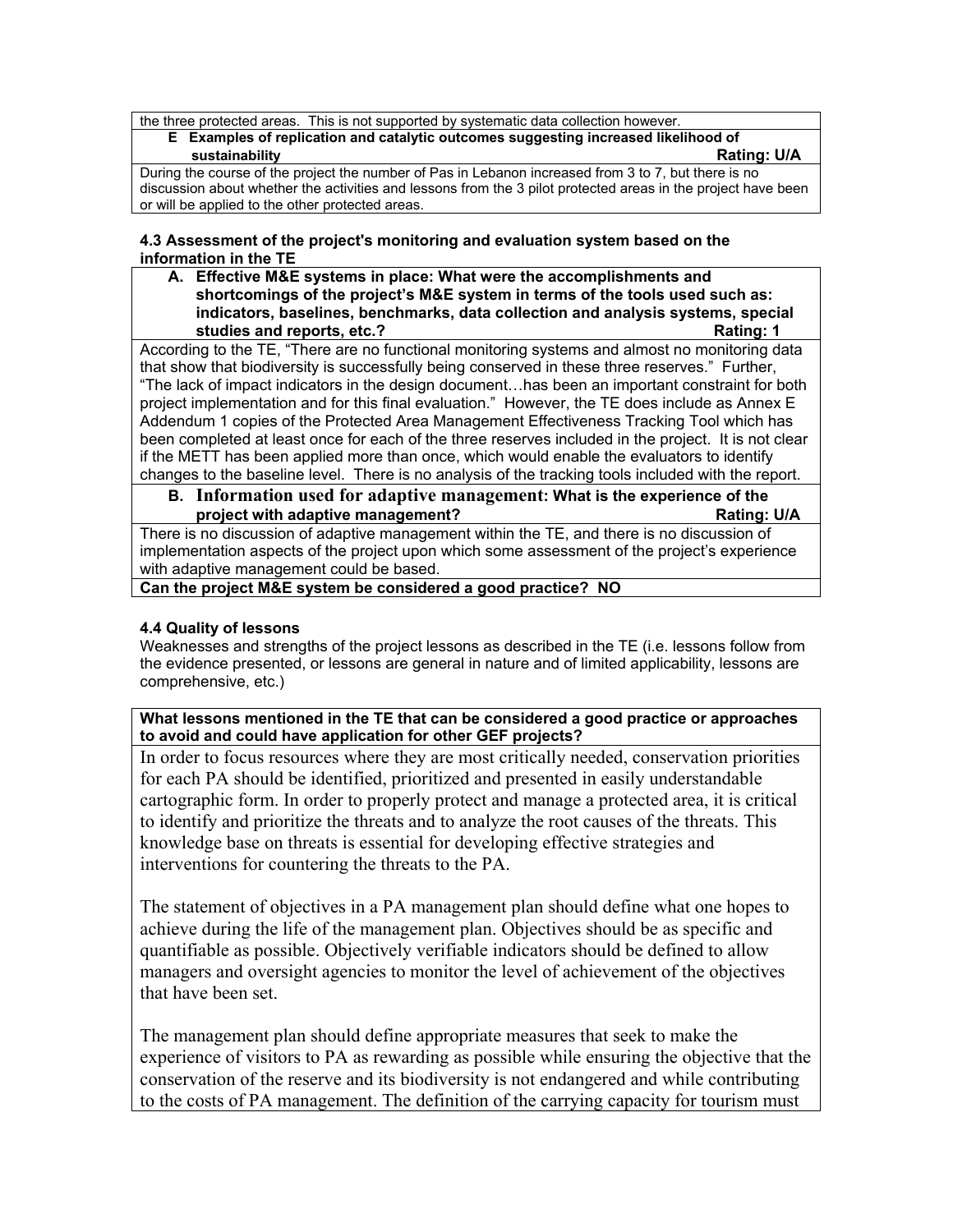the three protected areas. This is not supported by systematic data collection however.

**E Examples of replication and catalytic outcomes suggesting increased likelihood of sustainability** **Rating: U/A**

During the course of the project the number of Pas in Lebanon increased from 3 to 7, but there is no discussion about whether the activities and lessons from the 3 pilot protected areas in the project have been or will be applied to the other protected areas.

**4.3 Assessment of the project's monitoring and evaluation system based on the information in the TE**

**A. Effective M&E systems in place: What were the accomplishments and shortcomings of the project's M&E system in terms of the tools used such as: indicators, baselines, benchmarks, data collection and analysis systems, special studies and reports, etc?** **Rating: 1**

According to the TE, "There are no functional monitoring systems and almost no monitoring data that show that biodiversity is successfully being conserved in these three reserves." Further, "The lack of impact indicators in the design document…has been an important constraint for both project implementation and for this final evaluation." However, the TE does include as Annex E Addendum 1 copies of the Protected Area Management Effectiveness Tracking Tool which has been completed at least once for each of the three reserves included in the project. It is not clear if the METT has been applied more than once, which would enable the evaluators to identify changes to the baseline level. There is no analysis of the tracking tools included with the report.

**B. Information used for adaptive management: What is the experience of the project with adaptive management?** **Rating: U/A**

There is no discussion of adaptive management within the TE, and there is no discussion of implementation aspects of the project upon which some assessment of the project's experience with adaptive management could be based.

**Can the project M&E system be considered a good practice? NO**

**4.4 Quality of lessons**

Weaknesses and strengths of the project lessons as described in the TE (i.e. lessons follow from the evidence presented, or lessons are general in nature and of limited applicability, lessons are comprehensive, etc.)

**What lessons mentioned in the TE that can be considered a good practice or approaches to avoid and could have application for other GEF projects?**

In order to focus resources where they are most critically needed, conservation priorities for each PA should be identified, prioritized and presented in easily understandable cartographic form. In order to properly protect and manage a protected area, it is critical to identify and prioritize the threats and to analyze the root causes of the threats. This knowledge base on threats is essential for developing effective strategies and interventions for countering the threats to the PA.

The statement of objectives in a PA management plan should define what one hopes to achieve during the life of the management plan. Objectives should be as specific and quantifiable as possible. Objectively verifiable indicators should be defined to allow managers and oversight agencies to monitor the level of achievement of the objectives that have been set.

The management plan should define appropriate measures that seek to make the experience of visitors to PA as rewarding as possible while ensuring the objective that the conservation of the reserve and its biodiversity is not endangered and while contributing to the costs of PA management. The definition of the carrying capacity for tourism must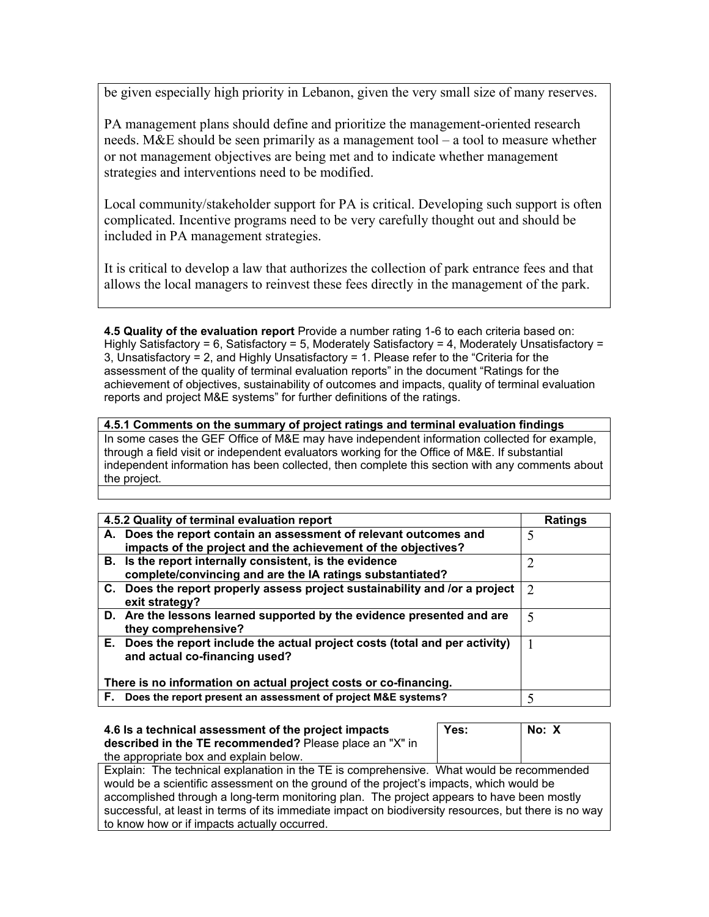be given especially high priority in Lebanon, given the very small size of many reserves.

PA management plans should define and prioritize the management-oriented research needs. M&E should be seen primarily as a management tool – a tool to measure whether or not management objectives are being met and to indicate whether management strategies and interventions need to be modified.

Local community/stakeholder support for PA is critical. Developing such support is often complicated. Incentive programs need to be very carefully thought out and should be included in PA management strategies.

It is critical to develop a law that authorizes the collection of park entrance fees and that allows the local managers to reinvest these fees directly in the management of the park.

**4.5 Quality of the evaluation report** Provide a number rating 1-6 to each criteria based on: Highly Satisfactory = 6, Satisfactory = 5, Moderately Satisfactory = 4, Moderately Unsatisfactory = 3, Unsatisfactory = 2, and Highly Unsatisfactory = 1. Please refer to the "Criteria for the assessment of the quality of terminal evaluation reports" in the document "Ratings for the achievement of objectives, sustainability of outcomes and impacts, quality of terminal evaluation reports and project M&E systems" for further definitions of the ratings.

| **4.5.1 Comments on the summary of project ratings and terminal evaluation findings** |
|---|
| In some cases the GEF Office of M&E may have independent information collected for example, through a field visit or independent evaluators working for the Office of M&E. If substantial independent information has been collected, then complete this section with any comments about the project. |
| |

| **4.5.2 Quality of terminal evaluation report** | **Ratings** |
|---|---|
| **A. Does the report contain an assessment of relevant outcomes and impacts of the project and the achievement of the objectives?** | 5 |
| **B. Is the report internally consistent, is the evidence complete/convincing and are the IA ratings substantiated?** | 2 |
| **C. Does the report properly assess project sustainability and /or a project exit strategy?** | 2 |
| **D. Are the lessons learned supported by the evidence presented and are they comprehensive?** | 5 |
| **E. Does the report include the actual project costs (total and per activity) and actual co-financing used?** <br><br> **There is no information on actual project costs or co-financing.** | 1 |
| **F. Does the report present an assessment of project M&E systems?** | 5 |

| **4.6 Is a technical assessment of the project impacts described in the TE recommended?** Please place an "X" in the appropriate box and explain below. | **Yes:** | **No: X** |
|---|---|---|
| Explain: The technical explanation in the TE is comprehensive. What would be recommended would be a scientific assessment on the ground of the project's impacts, which would be accomplished through a long-term monitoring plan. The project appears to have been mostly successful, at least in terms of its immediate impact on biodiversity resources, but there is no way to know how or if impacts actually occurred. | | |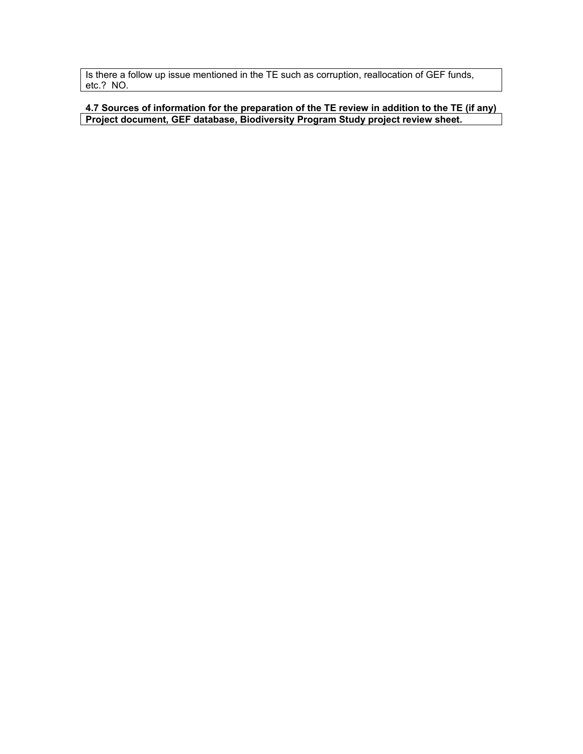Is there a follow up issue mentioned in the TE such as corruption, reallocation of GEF funds, etc.? NO.

**4.7 Sources of information for the preparation of the TE review in addition to the TE (if any)**

**Project document, GEF database, Biodiversity Program Study project review sheet.**